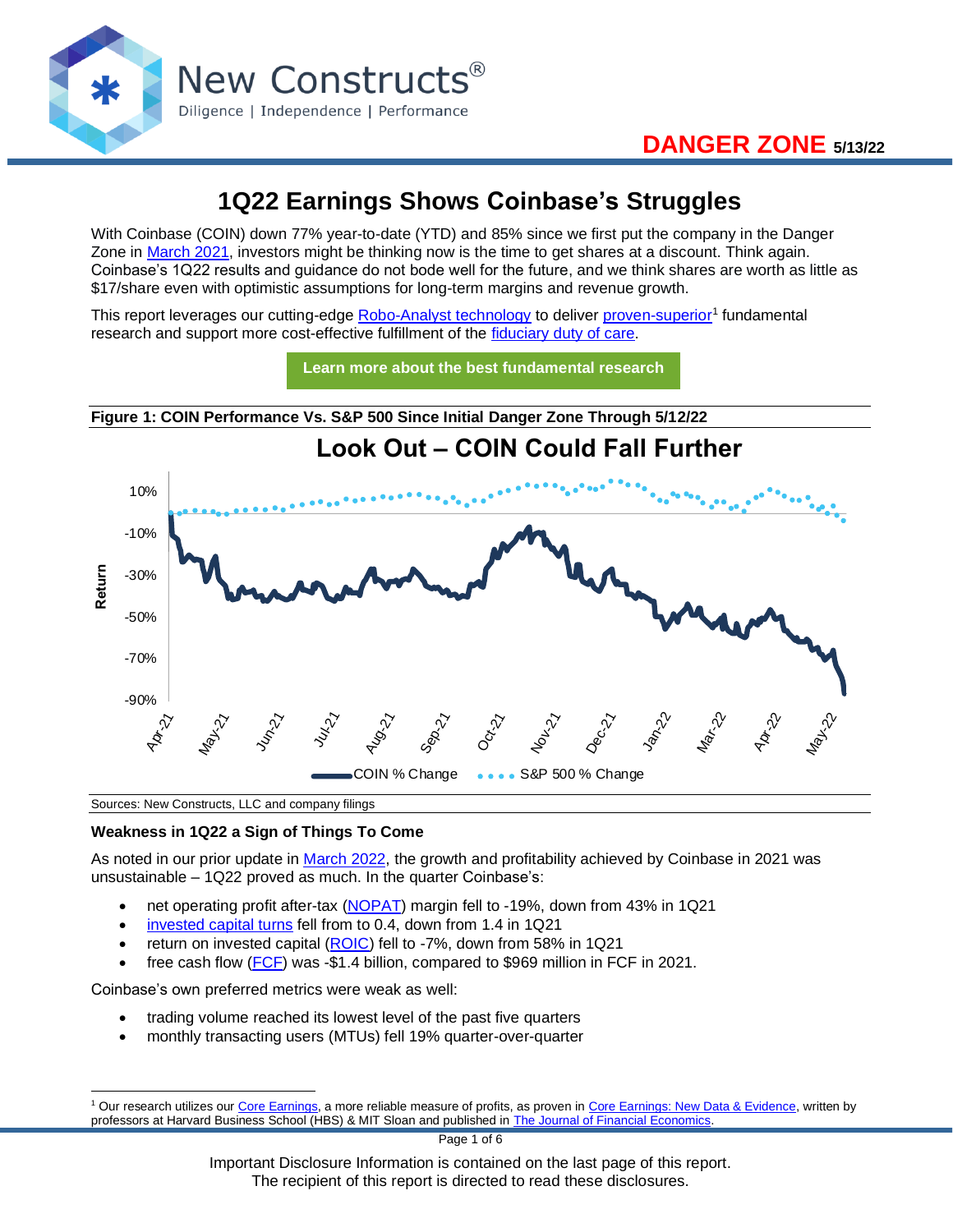DANGER ZONE 5/13/22

# 1Q22 Earnings Shows Coinbase's Struggles

With Coinbase (COIN) down 77% year-to-date (YTD) and 85% since we first put the company in the Danger Zone in March 2021, investors might be thinking now is the time to get shares at a discount. Think again. Coinbase's 1Q22 results and guidance do not bode well for the future, and we think shares are worth as little as $17/share even with optimistic assumptions for long-term margins and revenue growth.

This report leverages our cutting-edge Robo-Analyst technology to deliver proven-superior[1] fundamental research and support more cost-effective fulfillment of the fiduciary duty of care.

Learn more about the best fundamental research

**Figure 1: COIN Performance Vs. S&P 500 Since Initial Danger Zone Through 5/12/22**

Sources: New Constructs, LLC and company filings

### Weakness in 1Q22 a Sign of Things To Come

As noted in our prior update in March 2022, the growth and profitability achieved by Coinbase in 2021 was unsustainable – 1Q22 proved as much. In the quarter Coinbase's:

- net operating profit after-tax (NOPAT) margin fell to -19%, down from 43% in 1Q21
- invested capital turns fell from to 0.4, down from 1.4 in 1Q21
- return on invested capital (ROIC) fell to -7%, down from 58% in 1Q21
- free cash flow (FCF) was -$1.4 billion, compared to $969 million in FCF in 2021.

Coinbase's own preferred metrics were weak as well:

- trading volume reached its lowest level of the past five quarters
- monthly transacting users (MTUs) fell 19% quarter-over-quarter

[1] Our research utilizes our Core Earnings, a more reliable measure of profits, as proven in Core Earnings: New Data & Evidence, written by professors at Harvard Business School (HBS) & MIT Sloan and published in The Journal of Financial Economics.

Important Disclosure Information is contained on the last page of this report.
The recipient of this report is directed to read these disclosures.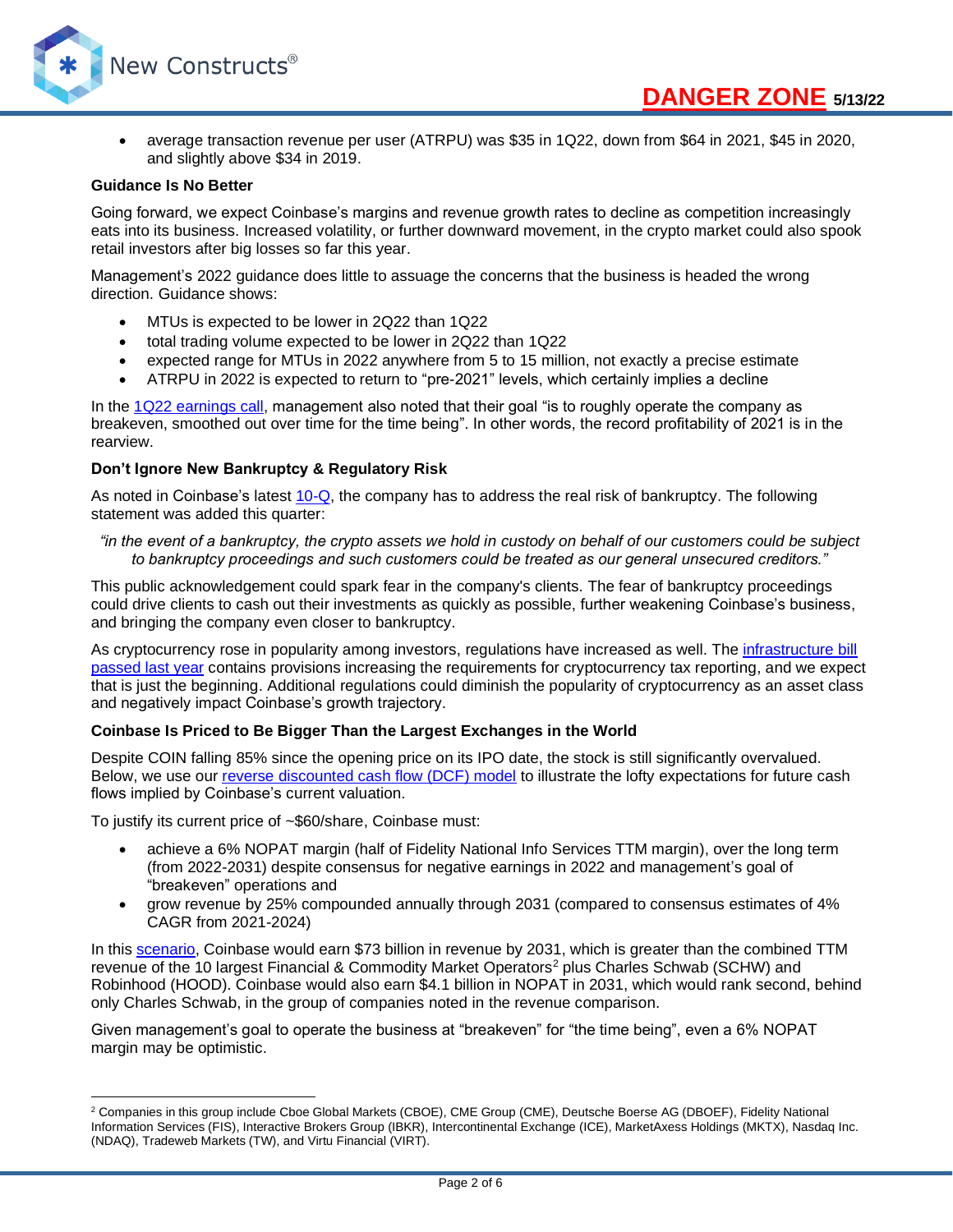- average transaction revenue per user (ATRPU) was $35 in 1Q22, down from $64 in 2021, $45 in 2020, and slightly above $34 in 2019.

**Guidance Is No Better**

Going forward, we expect Coinbase's margins and revenue growth rates to decline as competition increasingly eats into its business. Increased volatility, or further downward movement, in the crypto market could also spook retail investors after big losses so far this year.

Management's 2022 guidance does little to assuage the concerns that the business is headed the wrong direction. Guidance shows:

- MTUs is expected to be lower in 2Q22 than 1Q22
- total trading volume expected to be lower in 2Q22 than 1Q22
- expected range for MTUs in 2022 anywhere from 5 to 15 million, not exactly a precise estimate
- ATRPU in 2022 is expected to return to "pre-2021" levels, which certainly implies a decline

In the 1Q22 earnings call, management also noted that their goal "is to roughly operate the company as breakeven, smoothed out over time for the time being". In other words, the record profitability of 2021 is in the rearview.

**Don't Ignore New Bankruptcy & Regulatory Risk**

As noted in Coinbase's latest 10-Q, the company has to address the real risk of bankruptcy. The following statement was added this quarter:

*"in the event of a bankruptcy, the crypto assets we hold in custody on behalf of our customers could be subject to bankruptcy proceedings and such customers could be treated as our general unsecured creditors."*

This public acknowledgement could spark fear in the company's clients. The fear of bankruptcy proceedings could drive clients to cash out their investments as quickly as possible, further weakening Coinbase's business, and bringing the company even closer to bankruptcy.

As cryptocurrency rose in popularity among investors, regulations have increased as well. The infrastructure bill passed last year contains provisions increasing the requirements for cryptocurrency tax reporting, and we expect that is just the beginning. Additional regulations could diminish the popularity of cryptocurrency as an asset class and negatively impact Coinbase's growth trajectory.

**Coinbase Is Priced to Be Bigger Than the Largest Exchanges in the World**

Despite COIN falling 85% since the opening price on its IPO date, the stock is still significantly overvalued. Below, we use our reverse discounted cash flow (DCF) model to illustrate the lofty expectations for future cash flows implied by Coinbase's current valuation.

To justify its current price of ~$60/share, Coinbase must:

- achieve a 6% NOPAT margin (half of Fidelity National Info Services TTM margin), over the long term (from 2022-2031) despite consensus for negative earnings in 2022 and management's goal of "breakeven" operations and
- grow revenue by 25% compounded annually through 2031 (compared to consensus estimates of 4% CAGR from 2021-2024)

In this scenario, Coinbase would earn $73 billion in revenue by 2031, which is greater than the combined TTM revenue of the 10 largest Financial & Commodity Market Operators[2] plus Charles Schwab (SCHW) and Robinhood (HOOD). Coinbase would also earn $4.1 billion in NOPAT in 2031, which would rank second, behind only Charles Schwab, in the group of companies noted in the revenue comparison.

Given management's goal to operate the business at "breakeven" for "the time being", even a 6% NOPAT margin may be optimistic.

[2] Companies in this group include Cboe Global Markets (CBOE), CME Group (CME), Deutsche Boerse AG (DBOEF), Fidelity National Information Services (FIS), Interactive Brokers Group (IBKR), Intercontinental Exchange (ICE), MarketAxess Holdings (MKTX), Nasdaq Inc. (NDAQ), Tradeweb Markets (TW), and Virtu Financial (VIRT).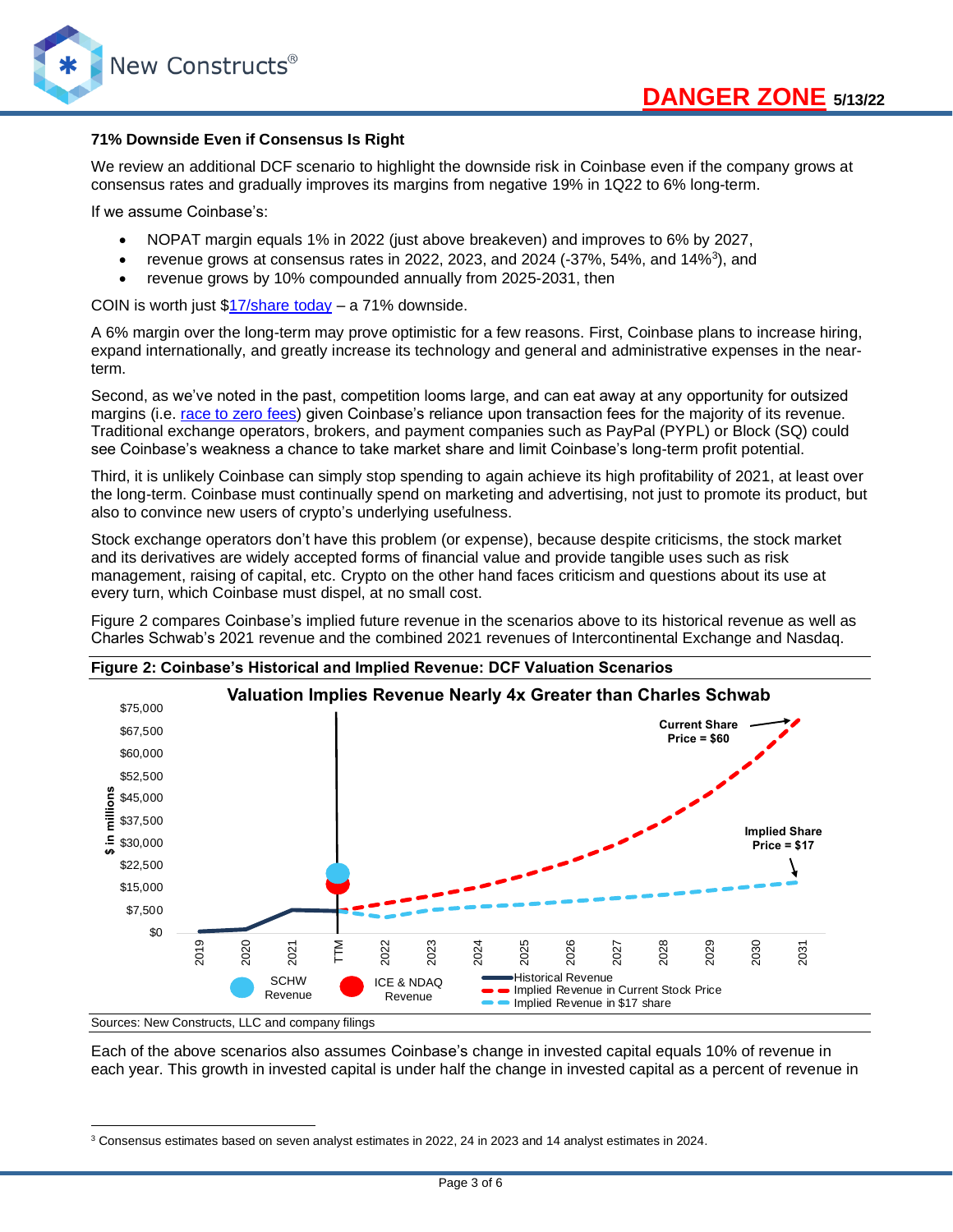### 71% Downside Even if Consensus Is Right

We review an additional DCF scenario to highlight the downside risk in Coinbase even if the company grows at consensus rates and gradually improves its margins from negative 19% in 1Q22 to 6% long-term.

If we assume Coinbase's:

- NOPAT margin equals 1% in 2022 (just above breakeven) and improves to 6% by 2027,
- revenue grows at consensus rates in 2022, 2023, and 2024 (-37%, 54%, and 14%[3]), and
- revenue grows by 10% compounded annually from 2025-2031, then

COIN is worth just $17/share today – a 71% downside.

A 6% margin over the long-term may prove optimistic for a few reasons. First, Coinbase plans to increase hiring, expand internationally, and greatly increase its technology and general and administrative expenses in the near-term.

Second, as we've noted in the past, competition looms large, and can eat away at any opportunity for outsized margins (i.e. race to zero fees) given Coinbase's reliance upon transaction fees for the majority of its revenue. Traditional exchange operators, brokers, and payment companies such as PayPal (PYPL) or Block (SQ) could see Coinbase's weakness a chance to take market share and limit Coinbase's long-term profit potential.

Third, it is unlikely Coinbase can simply stop spending to again achieve its high profitability of 2021, at least over the long-term. Coinbase must continually spend on marketing and advertising, not just to promote its product, but also to convince new users of crypto's underlying usefulness.

Stock exchange operators don't have this problem (or expense), because despite criticisms, the stock market and its derivatives are widely accepted forms of financial value and provide tangible uses such as risk management, raising of capital, etc. Crypto on the other hand faces criticism and questions about its use at every turn, which Coinbase must dispel, at no small cost.

Figure 2 compares Coinbase's implied future revenue in the scenarios above to its historical revenue as well as Charles Schwab's 2021 revenue and the combined 2021 revenues of Intercontinental Exchange and Nasdaq.

**Figure 2: Coinbase's Historical and Implied Revenue: DCF Valuation Scenarios**

**Valuation Implies Revenue Nearly 4x Greater than Charles Schwab**

$ in millions. Y-axis: $0 to $75,000. X-axis: 2019, 2020, 2021, TTM, 2022–2031. Annotations: Current Share Price = $60; Implied Share Price = $17. Legend: SCHW Revenue; ICE & NDAQ Revenue; Historical Revenue; Implied Revenue in Current Stock Price; Implied Revenue in $17 share.

Sources: New Constructs, LLC and company filings

Each of the above scenarios also assumes Coinbase's change in invested capital equals 10% of revenue in each year. This growth in invested capital is under half the change in invested capital as a percent of revenue in

[3] Consensus estimates based on seven analyst estimates in 2022, 24 in 2023 and 14 analyst estimates in 2024.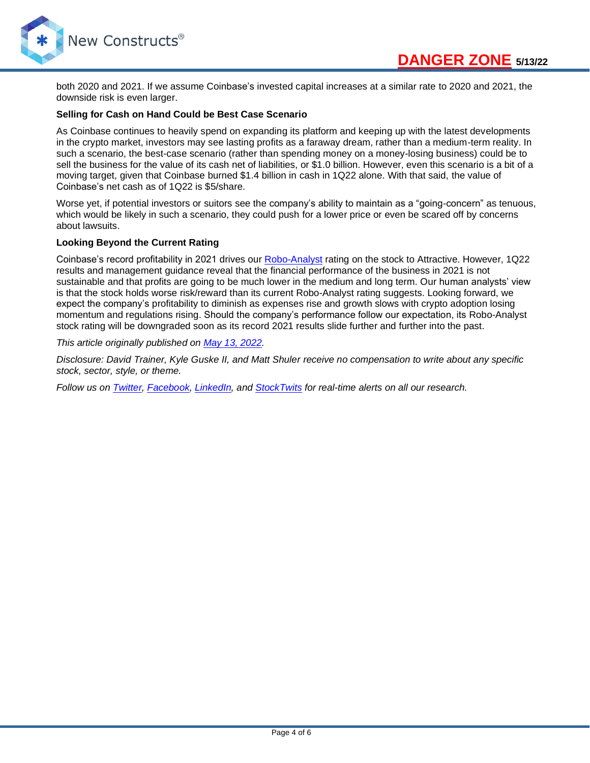both 2020 and 2021. If we assume Coinbase's invested capital increases at a similar rate to 2020 and 2021, the downside risk is even larger.

**Selling for Cash on Hand Could be Best Case Scenario**

As Coinbase continues to heavily spend on expanding its platform and keeping up with the latest developments in the crypto market, investors may see lasting profits as a faraway dream, rather than a medium-term reality. In such a scenario, the best-case scenario (rather than spending money on a money-losing business) could be to sell the business for the value of its cash net of liabilities, or $1.0 billion. However, even this scenario is a bit of a moving target, given that Coinbase burned $1.4 billion in cash in 1Q22 alone. With that said, the value of Coinbase's net cash as of 1Q22 is $5/share.

Worse yet, if potential investors or suitors see the company's ability to maintain as a "going-concern" as tenuous, which would be likely in such a scenario, they could push for a lower price or even be scared off by concerns about lawsuits.

**Looking Beyond the Current Rating**

Coinbase's record profitability in 2021 drives our Robo-Analyst rating on the stock to Attractive. However, 1Q22 results and management guidance reveal that the financial performance of the business in 2021 is not sustainable and that profits are going to be much lower in the medium and long term. Our human analysts' view is that the stock holds worse risk/reward than its current Robo-Analyst rating suggests. Looking forward, we expect the company's profitability to diminish as expenses rise and growth slows with crypto adoption losing momentum and regulations rising. Should the company's performance follow our expectation, its Robo-Analyst stock rating will be downgraded soon as its record 2021 results slide further and further into the past.

*This article originally published on May 13, 2022.*

*Disclosure: David Trainer, Kyle Guske II, and Matt Shuler receive no compensation to write about any specific stock, sector, style, or theme.*

*Follow us on Twitter, Facebook, LinkedIn, and StockTwits for real-time alerts on all our research.*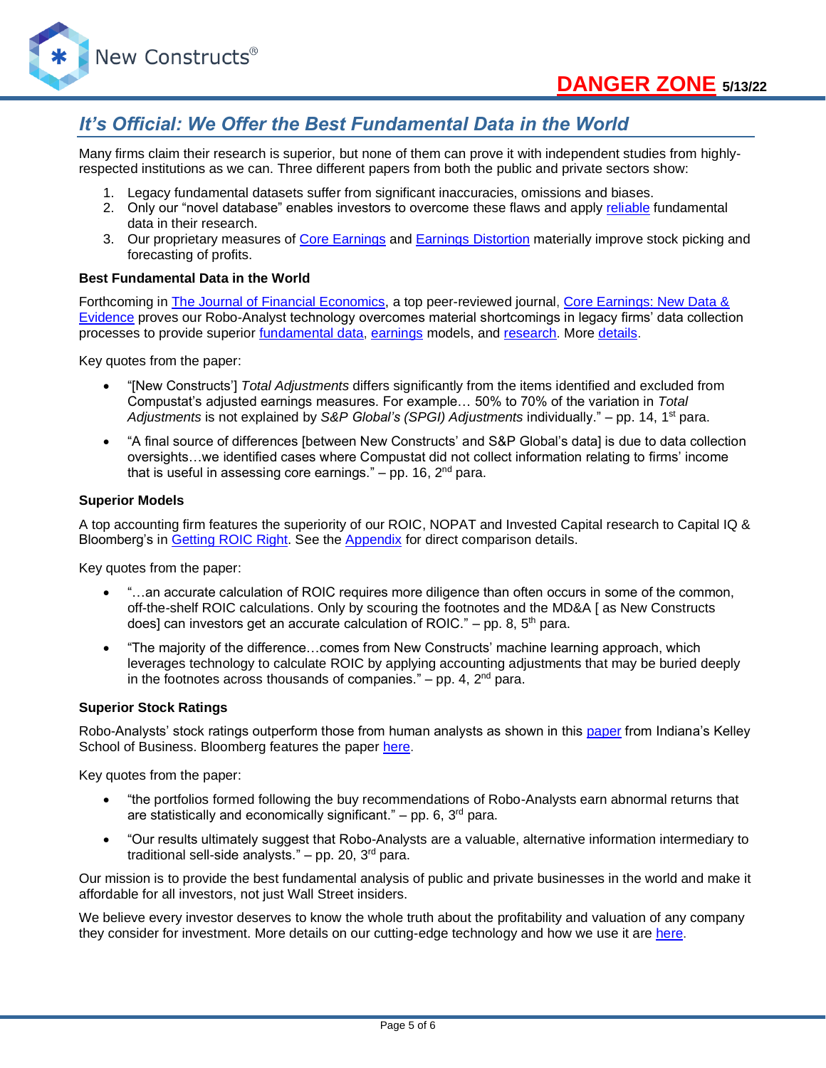## It's Official: We Offer the Best Fundamental Data in the World

Many firms claim their research is superior, but none of them can prove it with independent studies from highly-respected institutions as we can. Three different papers from both the public and private sectors show:

1. Legacy fundamental datasets suffer from significant inaccuracies, omissions and biases.
2. Only our "novel database" enables investors to overcome these flaws and apply reliable fundamental data in their research.
3. Our proprietary measures of Core Earnings and Earnings Distortion materially improve stock picking and forecasting of profits.

**Best Fundamental Data in the World**

Forthcoming in The Journal of Financial Economics, a top peer-reviewed journal, Core Earnings: New Data & Evidence proves our Robo-Analyst technology overcomes material shortcomings in legacy firms' data collection processes to provide superior fundamental data, earnings models, and research. More details.

Key quotes from the paper:

- "[New Constructs'] *Total Adjustments* differs significantly from the items identified and excluded from Compustat's adjusted earnings measures. For example… 50% to 70% of the variation in *Total Adjustments* is not explained by *S&P Global's (SPGI) Adjustments* individually." – pp. 14, 1st para.
- "A final source of differences [between New Constructs' and S&P Global's data] is due to data collection oversights…we identified cases where Compustat did not collect information relating to firms' income that is useful in assessing core earnings." – pp. 16, 2nd para.

**Superior Models**

A top accounting firm features the superiority of our ROIC, NOPAT and Invested Capital research to Capital IQ & Bloomberg's in Getting ROIC Right. See the Appendix for direct comparison details.

Key quotes from the paper:

- "…an accurate calculation of ROIC requires more diligence than often occurs in some of the common, off-the-shelf ROIC calculations. Only by scouring the footnotes and the MD&A [ as New Constructs does] can investors get an accurate calculation of ROIC." – pp. 8, 5th para.
- "The majority of the difference…comes from New Constructs' machine learning approach, which leverages technology to calculate ROIC by applying accounting adjustments that may be buried deeply in the footnotes across thousands of companies." – pp. 4, 2nd para.

**Superior Stock Ratings**

Robo-Analysts' stock ratings outperform those from human analysts as shown in this paper from Indiana's Kelley School of Business. Bloomberg features the paper here.

Key quotes from the paper:

- "the portfolios formed following the buy recommendations of Robo-Analysts earn abnormal returns that are statistically and economically significant." – pp. 6, 3rd para.
- "Our results ultimately suggest that Robo-Analysts are a valuable, alternative information intermediary to traditional sell-side analysts." – pp. 20, 3rd para.

Our mission is to provide the best fundamental analysis of public and private businesses in the world and make it affordable for all investors, not just Wall Street insiders.

We believe every investor deserves to know the whole truth about the profitability and valuation of any company they consider for investment. More details on our cutting-edge technology and how we use it are here.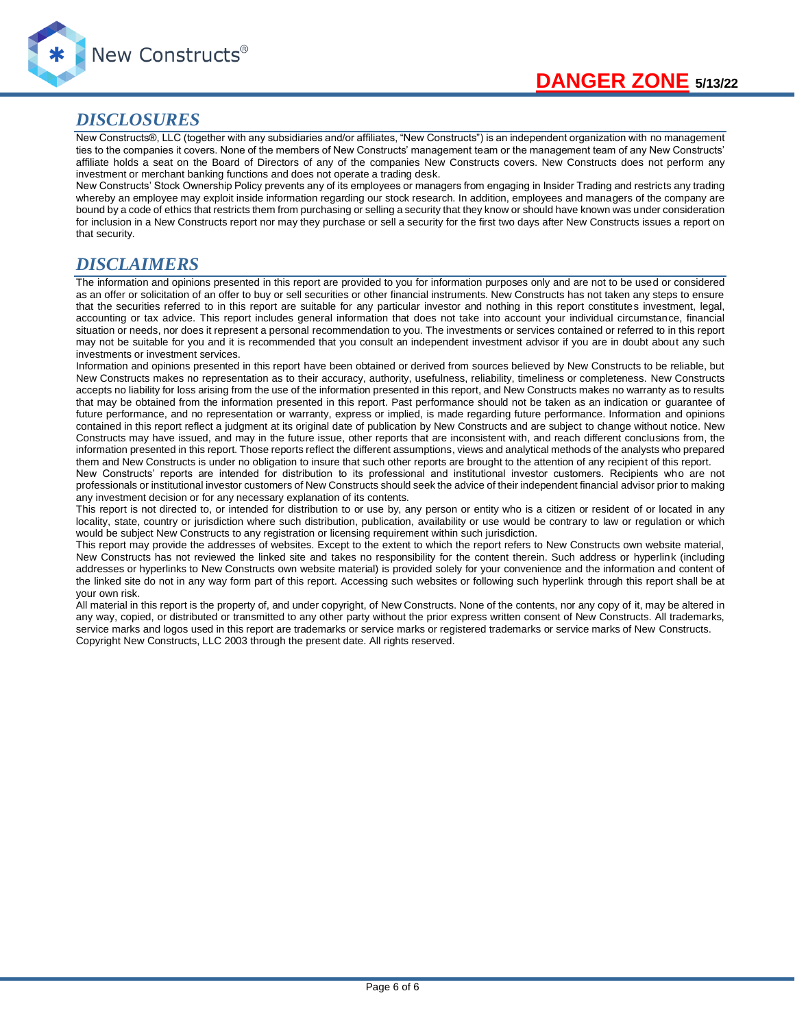## *DISCLOSURES*

New Constructs®, LLC (together with any subsidiaries and/or affiliates, "New Constructs") is an independent organization with no management ties to the companies it covers. None of the members of New Constructs' management team or the management team of any New Constructs' affiliate holds a seat on the Board of Directors of any of the companies New Constructs covers. New Constructs does not perform any investment or merchant banking functions and does not operate a trading desk.

New Constructs' Stock Ownership Policy prevents any of its employees or managers from engaging in Insider Trading and restricts any trading whereby an employee may exploit inside information regarding our stock research. In addition, employees and managers of the company are bound by a code of ethics that restricts them from purchasing or selling a security that they know or should have known was under consideration for inclusion in a New Constructs report nor may they purchase or sell a security for the first two days after New Constructs issues a report on that security.

## *DISCLAIMERS*

The information and opinions presented in this report are provided to you for information purposes only and are not to be used or considered as an offer or solicitation of an offer to buy or sell securities or other financial instruments. New Constructs has not taken any steps to ensure that the securities referred to in this report are suitable for any particular investor and nothing in this report constitutes investment, legal, accounting or tax advice. This report includes general information that does not take into account your individual circumstance, financial situation or needs, nor does it represent a personal recommendation to you. The investments or services contained or referred to in this report may not be suitable for you and it is recommended that you consult an independent investment advisor if you are in doubt about any such investments or investment services.

Information and opinions presented in this report have been obtained or derived from sources believed by New Constructs to be reliable, but New Constructs makes no representation as to their accuracy, authority, usefulness, reliability, timeliness or completeness. New Constructs accepts no liability for loss arising from the use of the information presented in this report, and New Constructs makes no warranty as to results that may be obtained from the information presented in this report. Past performance should not be taken as an indication or guarantee of future performance, and no representation or warranty, express or implied, is made regarding future performance. Information and opinions contained in this report reflect a judgment at its original date of publication by New Constructs and are subject to change without notice. New Constructs may have issued, and may in the future issue, other reports that are inconsistent with, and reach different conclusions from, the information presented in this report. Those reports reflect the different assumptions, views and analytical methods of the analysts who prepared them and New Constructs is under no obligation to insure that such other reports are brought to the attention of any recipient of this report.

New Constructs' reports are intended for distribution to its professional and institutional investor customers. Recipients who are not professionals or institutional investor customers of New Constructs should seek the advice of their independent financial advisor prior to making any investment decision or for any necessary explanation of its contents.

This report is not directed to, or intended for distribution to or use by, any person or entity who is a citizen or resident of or located in any locality, state, country or jurisdiction where such distribution, publication, availability or use would be contrary to law or regulation or which would be subject New Constructs to any registration or licensing requirement within such jurisdiction.

This report may provide the addresses of websites. Except to the extent to which the report refers to New Constructs own website material, New Constructs has not reviewed the linked site and takes no responsibility for the content therein. Such address or hyperlink (including addresses or hyperlinks to New Constructs own website material) is provided solely for your convenience and the information and content of the linked site do not in any way form part of this report. Accessing such websites or following such hyperlink through this report shall be at your own risk.

All material in this report is the property of, and under copyright, of New Constructs. None of the contents, nor any copy of it, may be altered in any way, copied, or distributed or transmitted to any other party without the prior express written consent of New Constructs. All trademarks, service marks and logos used in this report are trademarks or service marks or registered trademarks or service marks of New Constructs.

Copyright New Constructs, LLC 2003 through the present date. All rights reserved.